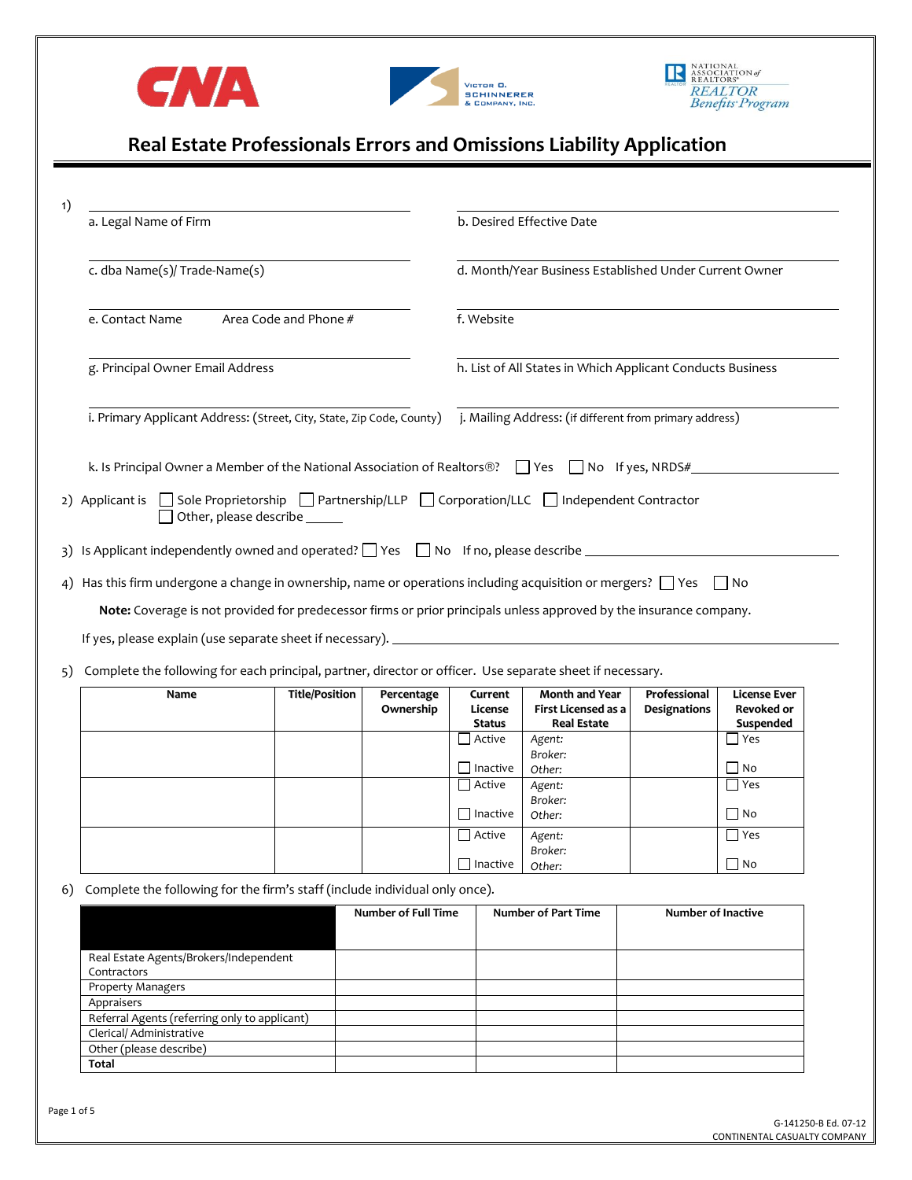# Real Estate Professionals Errors and Omissions Liability Application

1)

a. Legal Name of Firm ______________________

b. Desired Effective Date ______________________

c. dba Name(s)/ Trade-Name(s) ______________________

d. Month/Year Business Established Under Current Owner ______________________

e. Contact Name Area Code and Phone # ______________________

f. Website ______________________

g. Principal Owner Email Address ______________________

h. List of All States in Which Applicant Conducts Business ______________________

i. Primary Applicant Address: (Street, City, State, Zip Code, County) ______________________

j. Mailing Address: (if different from primary address) ______________________

k. Is Principal Owner a Member of the National Association of Realtors®? ☐ Yes ☐ No If yes, NRDS#__________

2) Applicant is ☐ Sole Proprietorship ☐ Partnership/LLP ☐ Corporation/LLC ☐ Independent Contractor ☐ Other, please describe ______

3) Is Applicant independently owned and operated? ☐ Yes ☐ No If no, please describe ______________________

4) Has this firm undergone a change in ownership, name or operations including acquisition or mergers? ☐ Yes ☐ No

**Note:** Coverage is not provided for predecessor firms or prior principals unless approved by the insurance company.

If yes, please explain (use separate sheet if necessary). ______________________

5) Complete the following for each principal, partner, director or officer. Use separate sheet if necessary.

| Name | Title/Position | Percentage Ownership | Current License Status | Month and Year First Licensed as a Real Estate | Professional Designations | License Ever Revoked or Suspended |
|---|---|---|---|---|---|---|
| | | | ☐ Active ☐ Inactive | *Agent:* *Broker:* *Other:* | | ☐ Yes ☐ No |
| | | | ☐ Active ☐ Inactive | *Agent:* *Broker:* *Other:* | | ☐ Yes ☐ No |
| | | | ☐ Active ☐ Inactive | *Agent:* *Broker:* *Other:* | | ☐ Yes ☐ No |

6) Complete the following for the firm's staff (include individual only once).

| | Number of Full Time | Number of Part Time | Number of Inactive |
|---|---|---|---|
| Real Estate Agents/Brokers/Independent Contractors | | | |
| Property Managers | | | |
| Appraisers | | | |
| Referral Agents (referring only to applicant) | | | |
| Clerical/ Administrative | | | |
| Other (please describe) | | | |
| **Total** | | | |

G-141250-B Ed. 07-12
CONTINENTAL CASUALTY COMPANY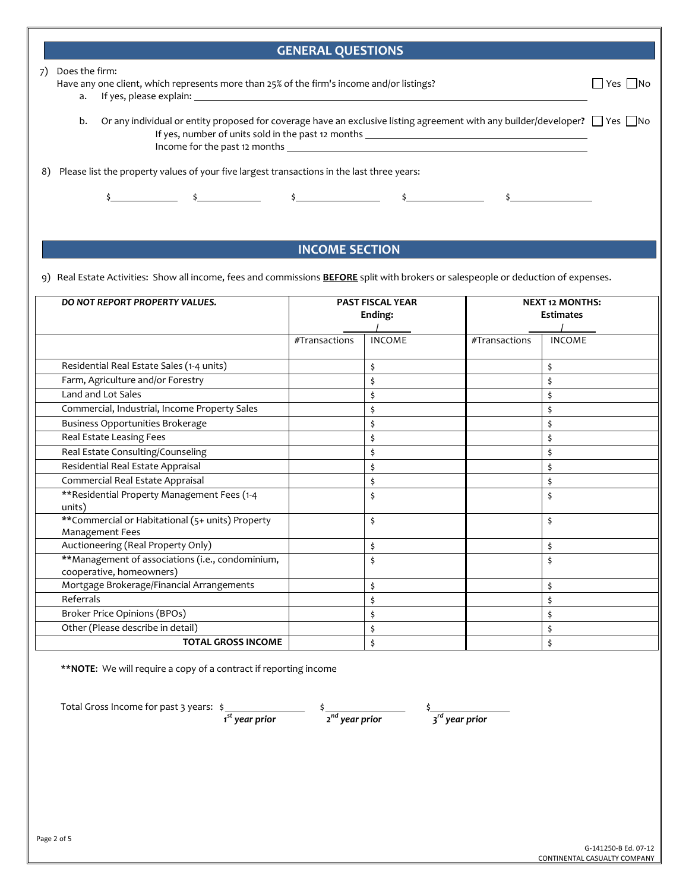## GENERAL QUESTIONS

7) Does the firm:
   Have any one client, which represents more than 25% of the firm's income and/or listings? ☐ Yes ☐ No
   
   a. If yes, please explain: ______________________________
   
   b. Or any individual or entity proposed for coverage have an exclusive listing agreement with any builder/developer? ☐ Yes ☐ No
      If yes, number of units sold in the past 12 months ______________________________
      Income for the past 12 months ______________________________

8) Please list the property values of your five largest transactions in the last three years:

   $__________ $__________ $__________ $__________ $__________

## INCOME SECTION

9) Real Estate Activities: Show all income, fees and commissions **BEFORE** split with brokers or salespeople or deduction of expenses.

| ***DO NOT REPORT PROPERTY VALUES.*** | **PAST FISCAL YEAR Ending: ____/____** | | **NEXT 12 MONTHS: Estimates ____/____** | |
|---|---|---|---|---|
| | #Transactions | INCOME | #Transactions | INCOME |
| Residential Real Estate Sales (1-4 units) | | $ | | $ |
| Farm, Agriculture and/or Forestry | | $ | | $ |
| Land and Lot Sales | | $ | | $ |
| Commercial, Industrial, Income Property Sales | | $ | | $ |
| Business Opportunities Brokerage | | $ | | $ |
| Real Estate Leasing Fees | | $ | | $ |
| Real Estate Consulting/Counseling | | $ | | $ |
| Residential Real Estate Appraisal | | $ | | $ |
| Commercial Real Estate Appraisal | | $ | | $ |
| **Residential Property Management Fees (1-4 units) | | $ | | $ |
| **Commercial or Habitational (5+ units) Property Management Fees | | $ | | $ |
| Auctioneering (Real Property Only) | | $ | | $ |
| **Management of associations (i.e., condominium, cooperative, homeowners) | | $ | | $ |
| Mortgage Brokerage/Financial Arrangements | | $ | | $ |
| Referrals | | $ | | $ |
| Broker Price Opinions (BPOs) | | $ | | $ |
| Other (Please describe in detail) | | $ | | $ |
| **TOTAL GROSS INCOME** | | $ | | $ |

****NOTE**: We will require a copy of a contract if reporting income

Total Gross Income for past 3 years: $__________ (*1st year prior*) $__________ (*2nd year prior*) $__________ (*3rd year prior*)

G-141250-B Ed. 07-12
CONTINENTAL CASUALTY COMPANY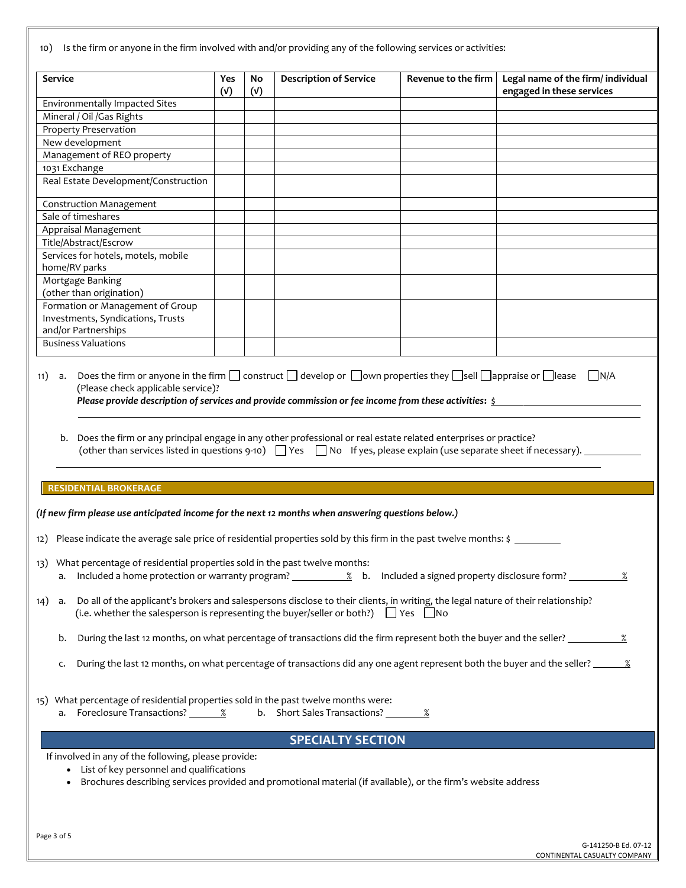10) Is the firm or anyone in the firm involved with and/or providing any of the following services or activities:

| Service | Yes (√) | No (√) | Description of Service | Revenue to the firm | Legal name of the firm/ individual engaged in these services |
|---|---|---|---|---|---|
| Environmentally Impacted Sites | | | | | |
| Mineral / Oil /Gas Rights | | | | | |
| Property Preservation | | | | | |
| New development | | | | | |
| Management of REO property | | | | | |
| 1031 Exchange | | | | | |
| Real Estate Development/Construction | | | | | |
| Construction Management | | | | | |
| Sale of timeshares | | | | | |
| Appraisal Management | | | | | |
| Title/Abstract/Escrow | | | | | |
| Services for hotels, motels, mobile home/RV parks | | | | | |
| Mortgage Banking (other than origination) | | | | | |
| Formation or Management of Group Investments, Syndications, Trusts and/or Partnerships | | | | | |
| Business Valuations | | | | | |

11) a. Does the firm or anyone in the firm ☐ construct ☐ develop or ☐ own properties they ☐ sell ☐ appraise or ☐ lease ☐ N/A (Please check applicable service)?
*Please provide description of services and provide commission or fee income from these activities:* $ ______________________

______________________________________________________________________

b. Does the firm or any principal engage in any other professional or real estate related enterprises or practice? (other than services listed in questions 9-10) ☐ Yes ☐ No If yes, please explain (use separate sheet if necessary). ____________

______________________________________________________________________

## RESIDENTIAL BROKERAGE

*(If new firm please use anticipated income for the next 12 months when answering questions below.)*

12) Please indicate the average sale price of residential properties sold by this firm in the past twelve months: $ __________

13) What percentage of residential properties sold in the past twelve months:
a. Included a home protection or warranty program? __________% b. Included a signed property disclosure form? __________%

14) a. Do all of the applicant's brokers and salespersons disclose to their clients, in writing, the legal nature of their relationship? (i.e. whether the salesperson is representing the buyer/seller or both?) ☐ Yes ☐ No

b. During the last 12 months, on what percentage of transactions did the firm represent both the buyer and the seller? __________%

c. During the last 12 months, on what percentage of transactions did any one agent represent both the buyer and the seller? _______%

15) What percentage of residential properties sold in the past twelve months were:
a. Foreclosure Transactions? _______% b. Short Sales Transactions? _______%

## SPECIALTY SECTION

If involved in any of the following, please provide:

- List of key personnel and qualifications
- Brochures describing services provided and promotional material (if available), or the firm's website address

G-141250-B Ed. 07-12
CONTINENTAL CASUALTY COMPANY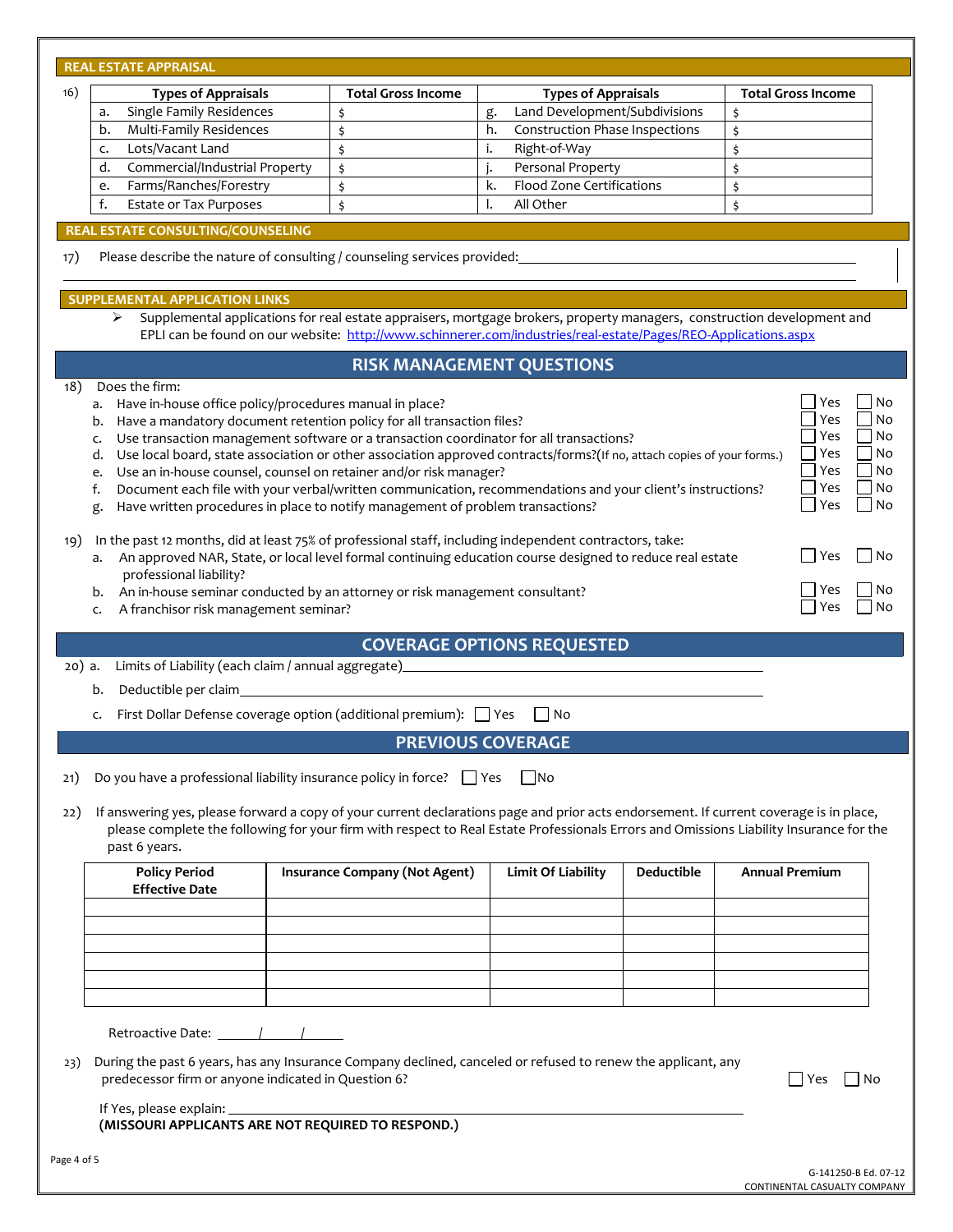## REAL ESTATE APPRAISAL

16)

| | Types of Appraisals | Total Gross Income | | Types of Appraisals | Total Gross Income |
|---|---|---|---|---|---|
| a. | Single Family Residences | $ | g. | Land Development/Subdivisions | $ |
| b. | Multi-Family Residences | $ | h. | Construction Phase Inspections | $ |
| c. | Lots/Vacant Land | $ | i. | Right-of-Way | $ |
| d. | Commercial/Industrial Property | $ | j. | Personal Property | $ |
| e. | Farms/Ranches/Forestry | $ | k. | Flood Zone Certifications | $ |
| f. | Estate or Tax Purposes | $ | l. | All Other | $ |

## REAL ESTATE CONSULTING/COUNSELING

17) Please describe the nature of consulting / counseling services provided:\_\_\_\_\_\_\_\_\_\_\_\_\_\_\_\_\_\_\_\_\_\_\_\_\_\_\_\_\_\_\_\_\_\_\_\_\_\_\_\_

\_\_\_\_\_\_\_\_\_\_\_\_\_\_\_\_\_\_\_\_\_\_\_\_\_\_\_\_\_\_\_\_\_\_\_\_\_\_\_\_\_\_\_\_\_\_\_\_\_\_\_\_\_\_\_\_\_\_\_\_\_\_\_\_\_\_\_\_\_\_\_\_\_\_\_\_\_\_

## SUPPLEMENTAL APPLICATION LINKS

- Supplemental applications for real estate appraisers, mortgage brokers, property managers, construction development and EPLI can be found on our website: http://www.schinnerer.com/industries/real-estate/Pages/REO-Applications.aspx

## RISK MANAGEMENT QUESTIONS

18) Does the firm:

a. Have in-house office policy/procedures manual in place? ☐ Yes ☐ No
b. Have a mandatory document retention policy for all transaction files? ☐ Yes ☐ No
c. Use transaction management software or a transaction coordinator for all transactions? ☐ Yes ☐ No
d. Use local board, state association or other association approved contracts/forms?(If no, attach copies of your forms.) ☐ Yes ☐ No
e. Use an in-house counsel, counsel on retainer and/or risk manager? ☐ Yes ☐ No
f. Document each file with your verbal/written communication, recommendations and your client's instructions? ☐ Yes ☐ No
g. Have written procedures in place to notify management of problem transactions? ☐ Yes ☐ No

19) In the past 12 months, did at least 75% of professional staff, including independent contractors, take:

a. An approved NAR, State, or local level formal continuing education course designed to reduce real estate professional liability? ☐ Yes ☐ No
b. An in-house seminar conducted by an attorney or risk management consultant? ☐ Yes ☐ No
c. A franchisor risk management seminar? ☐ Yes ☐ No

## COVERAGE OPTIONS REQUESTED

20) a. Limits of Liability (each claim / annual aggregate)\_\_\_\_\_\_\_\_\_\_\_\_\_\_\_\_\_\_\_\_\_\_\_\_\_\_\_\_\_\_\_\_\_\_\_\_\_\_\_\_

b. Deductible per claim\_\_\_\_\_\_\_\_\_\_\_\_\_\_\_\_\_\_\_\_\_\_\_\_\_\_\_\_\_\_\_\_\_\_\_\_\_\_\_\_\_\_\_\_\_\_\_\_\_\_\_\_\_\_\_\_\_\_\_\_

c. First Dollar Defense coverage option (additional premium): ☐ Yes ☐ No

## PREVIOUS COVERAGE

21) Do you have a professional liability insurance policy in force? ☐ Yes ☐ No

22) If answering yes, please forward a copy of your current declarations page and prior acts endorsement. If current coverage is in place, please complete the following for your firm with respect to Real Estate Professionals Errors and Omissions Liability Insurance for the past 6 years.

| Policy Period Effective Date | Insurance Company (Not Agent) | Limit Of Liability | Deductible | Annual Premium |
|---|---|---|---|---|
| | | | | |
| | | | | |
| | | | | |
| | | | | |
| | | | | |
| | | | | |

Retroactive Date: \_\_\_\_\_/\_\_\_\_\_/\_\_\_\_\_

23) During the past 6 years, has any Insurance Company declined, canceled or refused to renew the applicant, any predecessor firm or anyone indicated in Question 6? ☐ Yes ☐ No

If Yes, please explain: \_\_\_\_\_\_\_\_\_\_\_\_\_\_\_\_\_\_\_\_\_\_\_\_\_\_\_\_\_\_\_\_\_\_\_\_\_\_\_\_\_\_\_\_\_\_\_\_\_\_\_\_\_\_\_\_\_\_

**(MISSOURI APPLICANTS ARE NOT REQUIRED TO RESPOND.)**

G-141250-B Ed. 07-12
CONTINENTAL CASUALTY COMPANY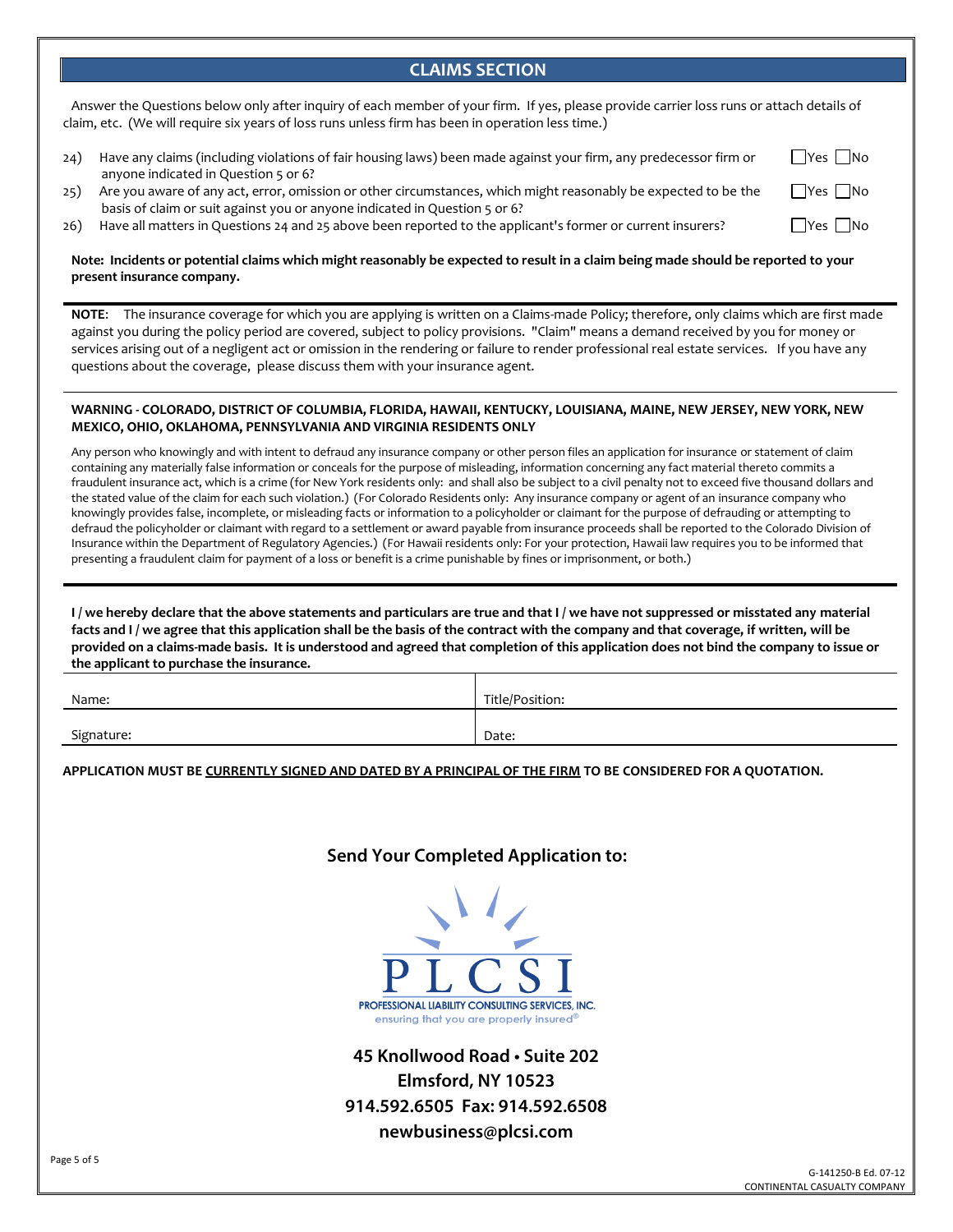## CLAIMS SECTION

Answer the Questions below only after inquiry of each member of your firm. If yes, please provide carrier loss runs or attach details of claim, etc. (We will require six years of loss runs unless firm has been in operation less time.)

24) Have any claims (including violations of fair housing laws) been made against your firm, any predecessor firm or anyone indicated in Question 5 or 6? ☐Yes ☐No

25) Are you aware of any act, error, omission or other circumstances, which might reasonably be expected to be the basis of claim or suit against you or anyone indicated in Question 5 or 6? ☐Yes ☐No

26) Have all matters in Questions 24 and 25 above been reported to the applicant's former or current insurers? ☐Yes ☐No

**Note: Incidents or potential claims which might reasonably be expected to result in a claim being made should be reported to your present insurance company.**

**NOTE:** The insurance coverage for which you are applying is written on a Claims-made Policy; therefore, only claims which are first made against you during the policy period are covered, subject to policy provisions. "Claim" means a demand received by you for money or services arising out of a negligent act or omission in the rendering or failure to render professional real estate services. If you have any questions about the coverage, please discuss them with your insurance agent.

**WARNING - COLORADO, DISTRICT OF COLUMBIA, FLORIDA, HAWAII, KENTUCKY, LOUISIANA, MAINE, NEW JERSEY, NEW YORK, NEW MEXICO, OHIO, OKLAHOMA, PENNSYLVANIA AND VIRGINIA RESIDENTS ONLY**

Any person who knowingly and with intent to defraud any insurance company or other person files an application for insurance or statement of claim containing any materially false information or conceals for the purpose of misleading, information concerning any fact material thereto commits a fraudulent insurance act, which is a crime (for New York residents only: and shall also be subject to a civil penalty not to exceed five thousand dollars and the stated value of the claim for each such violation.) (For Colorado Residents only: Any insurance company or agent of an insurance company who knowingly provides false, incomplete, or misleading facts or information to a policyholder or claimant for the purpose of defrauding or attempting to defraud the policyholder or claimant with regard to a settlement or award payable from insurance proceeds shall be reported to the Colorado Division of Insurance within the Department of Regulatory Agencies.) (For Hawaii residents only: For your protection, Hawaii law requires you to be informed that presenting a fraudulent claim for payment of a loss or benefit is a crime punishable by fines or imprisonment, or both.)

**I / we hereby declare that the above statements and particulars are true and that I / we have not suppressed or misstated any material facts and I / we agree that this application shall be the basis of the contract with the company and that coverage, if written, will be provided on a claims-made basis. It is understood and agreed that completion of this application does not bind the company to issue or the applicant to purchase the insurance.**

| | |
|---|---|
| Name: | Title/Position: |
| Signature: | Date: |

**APPLICATION MUST BE CURRENTLY SIGNED AND DATED BY A PRINCIPAL OF THE FIRM TO BE CONSIDERED FOR A QUOTATION.**

### Send Your Completed Application to:

PLCSI
PROFESSIONAL LIABILITY CONSULTING SERVICES, INC.
ensuring that you are properly insured®

**45 Knollwood Road • Suite 202**
**Elmsford, NY 10523**
**914.592.6505 Fax: 914.592.6508**
**newbusiness@plcsi.com**

G-141250-B Ed. 07-12
CONTINENTAL CASUALTY COMPANY